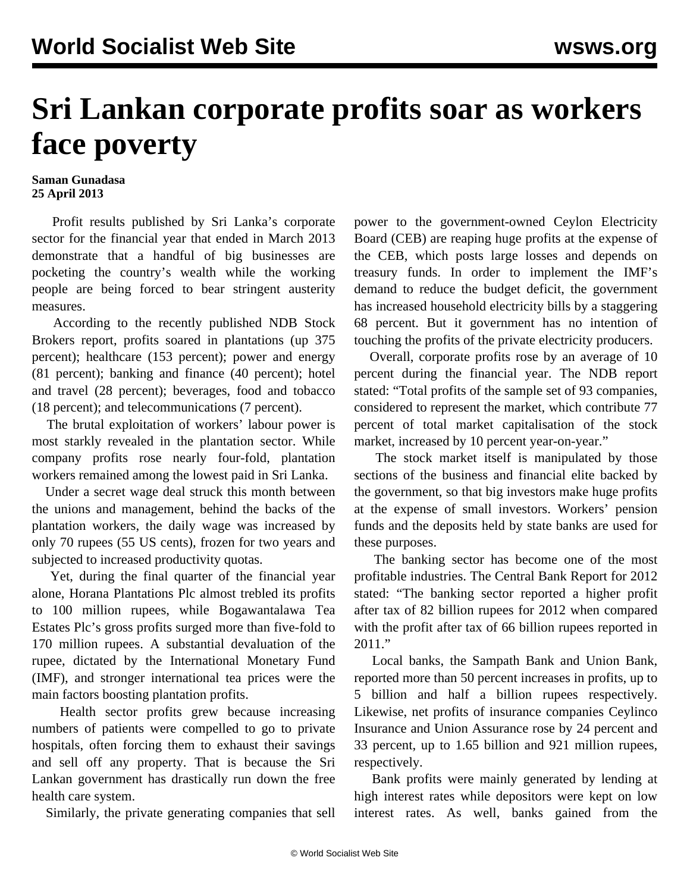# Sri Lankan corporate profits soar as workers face poverty

**Saman Gunadasa**
**25 April 2013**

Profit results published by Sri Lanka's corporate sector for the financial year that ended in March 2013 demonstrate that a handful of big businesses are pocketing the country's wealth while the working people are being forced to bear stringent austerity measures.

According to the recently published NDB Stock Brokers report, profits soared in plantations (up 375 percent); healthcare (153 percent); power and energy (81 percent); banking and finance (40 percent); hotel and travel (28 percent); beverages, food and tobacco (18 percent); and telecommunications (7 percent).

The brutal exploitation of workers' labour power is most starkly revealed in the plantation sector. While company profits rose nearly four-fold, plantation workers remained among the lowest paid in Sri Lanka.

Under a secret wage deal struck this month between the unions and management, behind the backs of the plantation workers, the daily wage was increased by only 70 rupees (55 US cents), frozen for two years and subjected to increased productivity quotas.

Yet, during the final quarter of the financial year alone, Horana Plantations Plc almost trebled its profits to 100 million rupees, while Bogawantalawa Tea Estates Plc's gross profits surged more than five-fold to 170 million rupees. A substantial devaluation of the rupee, dictated by the International Monetary Fund (IMF), and stronger international tea prices were the main factors boosting plantation profits.

Health sector profits grew because increasing numbers of patients were compelled to go to private hospitals, often forcing them to exhaust their savings and sell off any property. That is because the Sri Lankan government has drastically run down the free health care system.

Similarly, the private generating companies that sell power to the government-owned Ceylon Electricity Board (CEB) are reaping huge profits at the expense of the CEB, which posts large losses and depends on treasury funds. In order to implement the IMF's demand to reduce the budget deficit, the government has increased household electricity bills by a staggering 68 percent. But it government has no intention of touching the profits of the private electricity producers.

Overall, corporate profits rose by an average of 10 percent during the financial year. The NDB report stated: "Total profits of the sample set of 93 companies, considered to represent the market, which contribute 77 percent of total market capitalisation of the stock market, increased by 10 percent year-on-year."

The stock market itself is manipulated by those sections of the business and financial elite backed by the government, so that big investors make huge profits at the expense of small investors. Workers' pension funds and the deposits held by state banks are used for these purposes.

The banking sector has become one of the most profitable industries. The Central Bank Report for 2012 stated: "The banking sector reported a higher profit after tax of 82 billion rupees for 2012 when compared with the profit after tax of 66 billion rupees reported in 2011."

Local banks, the Sampath Bank and Union Bank, reported more than 50 percent increases in profits, up to 5 billion and half a billion rupees respectively. Likewise, net profits of insurance companies Ceylinco Insurance and Union Assurance rose by 24 percent and 33 percent, up to 1.65 billion and 921 million rupees, respectively.

Bank profits were mainly generated by lending at high interest rates while depositors were kept on low interest rates. As well, banks gained from the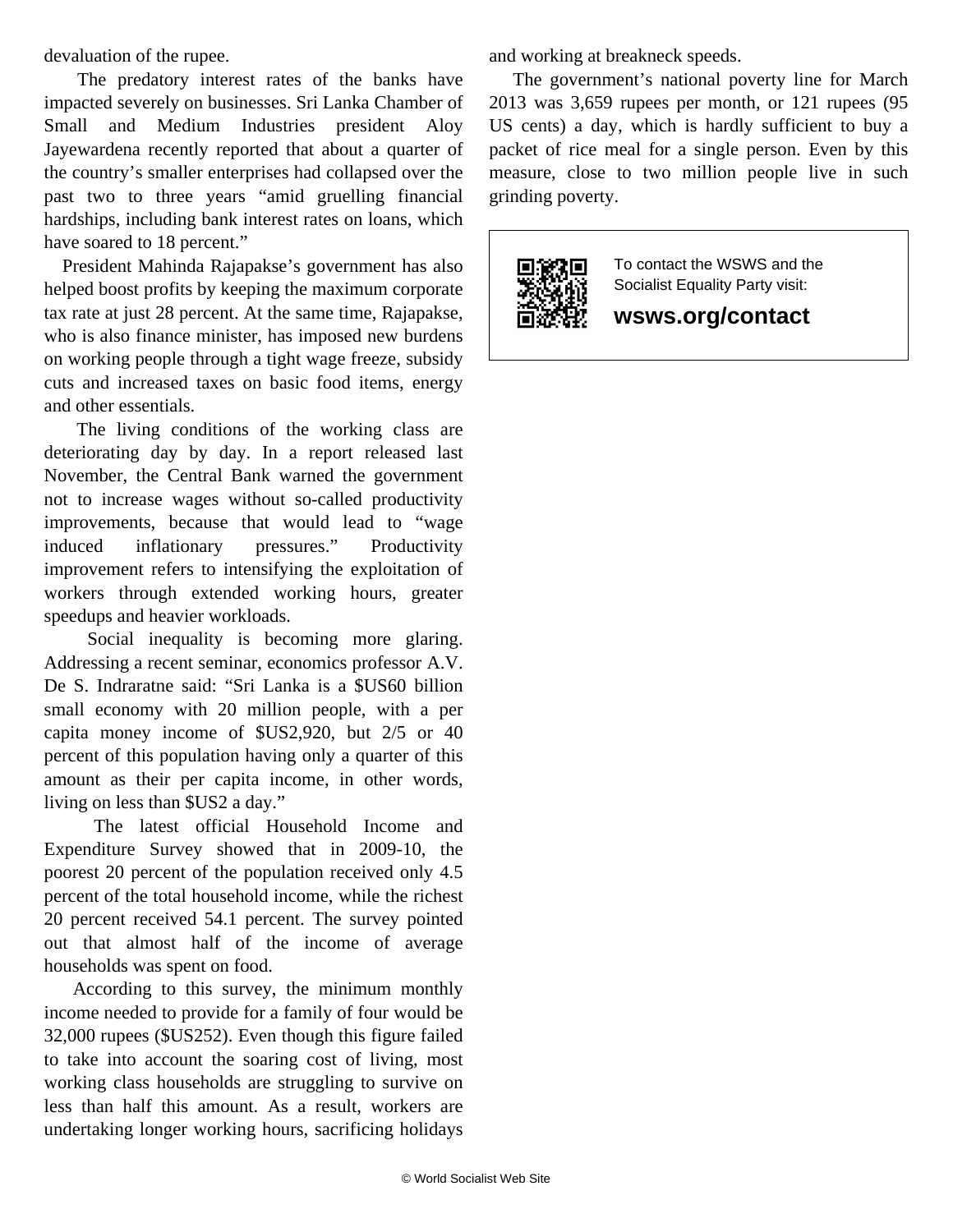devaluation of the rupee.

The predatory interest rates of the banks have impacted severely on businesses. Sri Lanka Chamber of Small and Medium Industries president Aloy Jayewardena recently reported that about a quarter of the country's smaller enterprises had collapsed over the past two to three years "amid gruelling financial hardships, including bank interest rates on loans, which have soared to 18 percent."

President Mahinda Rajapakse's government has also helped boost profits by keeping the maximum corporate tax rate at just 28 percent. At the same time, Rajapakse, who is also finance minister, has imposed new burdens on working people through a tight wage freeze, subsidy cuts and increased taxes on basic food items, energy and other essentials.

The living conditions of the working class are deteriorating day by day. In a report released last November, the Central Bank warned the government not to increase wages without so-called productivity improvements, because that would lead to "wage induced inflationary pressures." Productivity improvement refers to intensifying the exploitation of workers through extended working hours, greater speedups and heavier workloads.

Social inequality is becoming more glaring. Addressing a recent seminar, economics professor A.V. De S. Indraratne said: "Sri Lanka is a $US60 billion small economy with 20 million people, with a per capita money income of $US2,920, but 2/5 or 40 percent of this population having only a quarter of this amount as their per capita income, in other words, living on less than $US2 a day."

The latest official Household Income and Expenditure Survey showed that in 2009-10, the poorest 20 percent of the population received only 4.5 percent of the total household income, while the richest 20 percent received 54.1 percent. The survey pointed out that almost half of the income of average households was spent on food.

According to this survey, the minimum monthly income needed to provide for a family of four would be 32,000 rupees ($US252). Even though this figure failed to take into account the soaring cost of living, most working class households are struggling to survive on less than half this amount. As a result, workers are undertaking longer working hours, sacrificing holidays and working at breakneck speeds.

The government's national poverty line for March 2013 was 3,659 rupees per month, or 121 rupees (95 US cents) a day, which is hardly sufficient to buy a packet of rice meal for a single person. Even by this measure, close to two million people live in such grinding poverty.

To contact the WSWS and the Socialist Equality Party visit:

**wsws.org/contact**